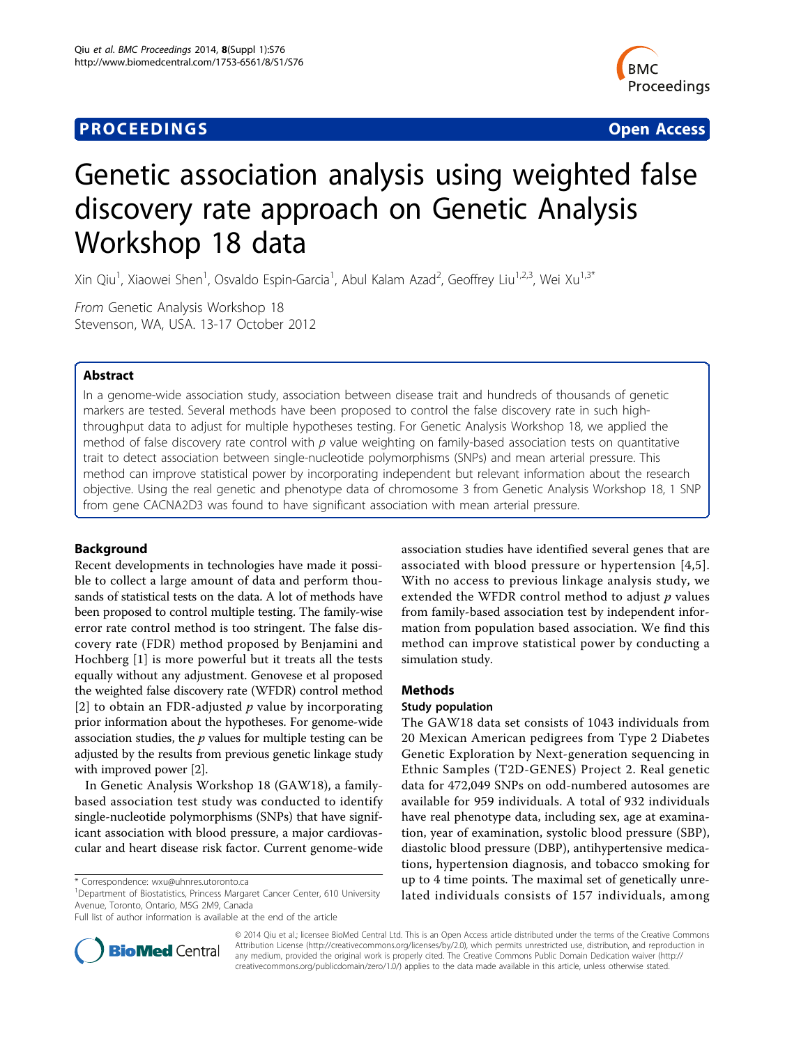**PROCEEDINGS** **Open Access**

# Genetic association analysis using weighted false discovery rate approach on Genetic Analysis Workshop 18 data

Xin Qiu[1], Xiaowei Shen[1], Osvaldo Espin-Garcia[1], Abul Kalam Azad[2], Geoffrey Liu[1,2,3], Wei Xu[1,3*]

*From* Genetic Analysis Workshop 18
Stevenson, WA, USA. 13-17 October 2012

## Abstract

In a genome-wide association study, association between disease trait and hundreds of thousands of genetic markers are tested. Several methods have been proposed to control the false discovery rate in such high-throughput data to adjust for multiple hypotheses testing. For Genetic Analysis Workshop 18, we applied the method of false discovery rate control with *p* value weighting on family-based association tests on quantitative trait to detect association between single-nucleotide polymorphisms (SNPs) and mean arterial pressure. This method can improve statistical power by incorporating independent but relevant information about the research objective. Using the real genetic and phenotype data of chromosome 3 from Genetic Analysis Workshop 18, 1 SNP from gene CACNA2D3 was found to have significant association with mean arterial pressure.

## Background

Recent developments in technologies have made it possible to collect a large amount of data and perform thousands of statistical tests on the data. A lot of methods have been proposed to control multiple testing. The family-wise error rate control method is too stringent. The false discovery rate (FDR) method proposed by Benjamini and Hochberg [1] is more powerful but it treats all the tests equally without any adjustment. Genovese et al proposed the weighted false discovery rate (WFDR) control method [2] to obtain an FDR-adjusted *p* value by incorporating prior information about the hypotheses. For genome-wide association studies, the *p* values for multiple testing can be adjusted by the results from previous genetic linkage study with improved power [2].

In Genetic Analysis Workshop 18 (GAW18), a family-based association test study was conducted to identify single-nucleotide polymorphisms (SNPs) that have significant association with blood pressure, a major cardiovascular and heart disease risk factor. Current genome-wide association studies have identified several genes that are associated with blood pressure or hypertension [4,5]. With no access to previous linkage analysis study, we extended the WFDR control method to adjust *p* values from family-based association test by independent information from population based association. We find this method can improve statistical power by conducting a simulation study.

## Methods

### Study population

The GAW18 data set consists of 1043 individuals from 20 Mexican American pedigrees from Type 2 Diabetes Genetic Exploration by Next-generation sequencing in Ethnic Samples (T2D-GENES) Project 2. Real genetic data for 472,049 SNPs on odd-numbered autosomes are available for 959 individuals. A total of 932 individuals have real phenotype data, including sex, age at examination, year of examination, systolic blood pressure (SBP), diastolic blood pressure (DBP), antihypertensive medications, hypertension diagnosis, and tobacco smoking for up to 4 time points. The maximal set of genetically unrelated individuals consists of 157 individuals, among

\* Correspondence: wxu@uhnres.utoronto.ca
[1]Department of Biostatistics, Princess Margaret Cancer Center, 610 University Avenue, Toronto, Ontario, M5G 2M9, Canada
Full list of author information is available at the end of the article

© 2014 Qiu et al.; licensee BioMed Central Ltd. This is an Open Access article distributed under the terms of the Creative Commons Attribution License (http://creativecommons.org/licenses/by/2.0), which permits unrestricted use, distribution, and reproduction in any medium, provided the original work is properly cited. The Creative Commons Public Domain Dedication waiver (http://creativecommons.org/publicdomain/zero/1.0/) applies to the data made available in this article, unless otherwise stated.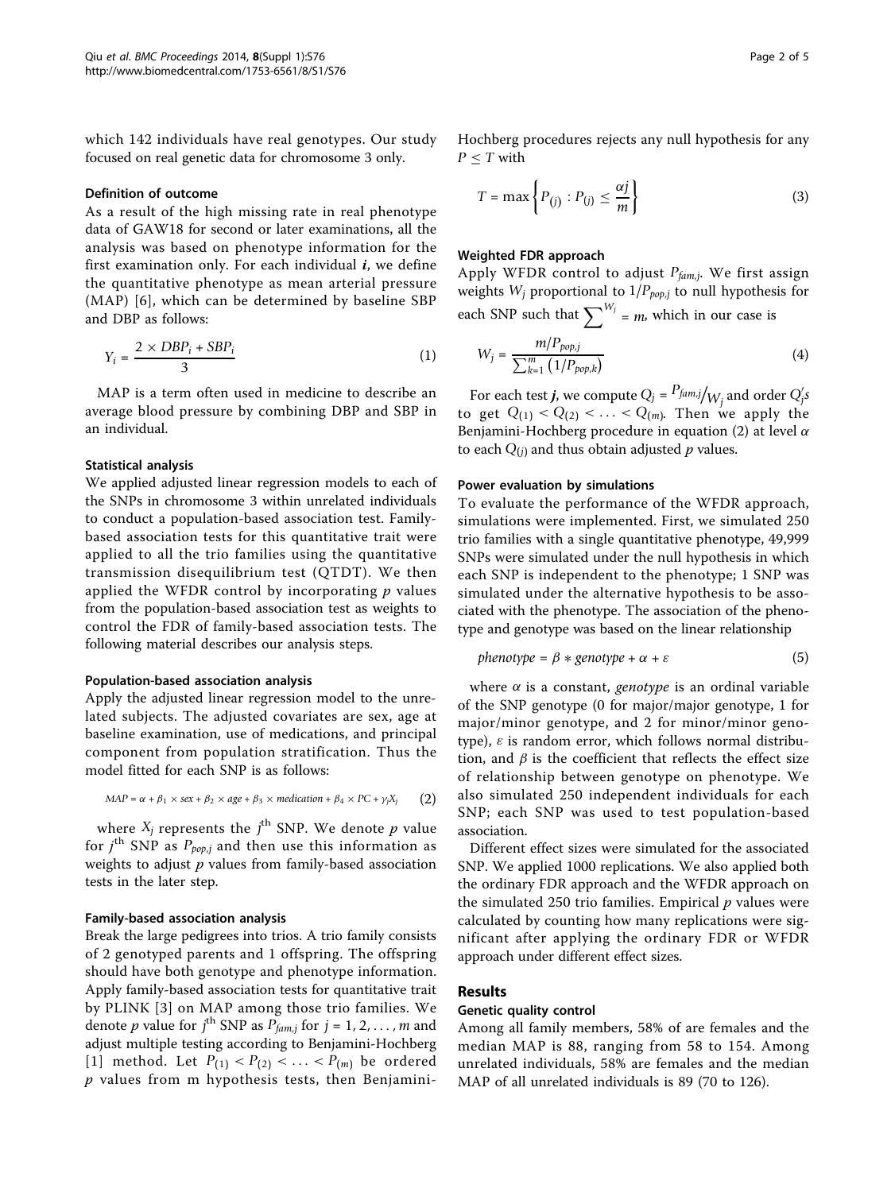which 142 individuals have real genotypes. Our study focused on real genetic data for chromosome 3 only.

#### Definition of outcome

As a result of the high missing rate in real phenotype data of GAW18 for second or later examinations, all the analysis was based on phenotype information for the first examination only. For each individual ***i***, we define the quantitative phenotype as mean arterial pressure (MAP) [6], which can be determined by baseline SBP and DBP as follows:

$$Y_i = \frac{2 \times DBP_i + SBP_i}{3} \tag{1}$$

MAP is a term often used in medicine to describe an average blood pressure by combining DBP and SBP in an individual.

#### Statistical analysis

We applied adjusted linear regression models to each of the SNPs in chromosome 3 within unrelated individuals to conduct a population-based association test. Family-based association tests for this quantitative trait were applied to all the trio families using the quantitative transmission disequilibrium test (QTDT). We then applied the WFDR control by incorporating $p$ values from the population-based association test as weights to control the FDR of family-based association tests. The following material describes our analysis steps.

##### Population-based association analysis

Apply the adjusted linear regression model to the unrelated subjects. The adjusted covariates are sex, age at baseline examination, use of medications, and principal component from population stratification. Thus the model fitted for each SNP is as follows:

$$MAP = \alpha + \beta_1 \times sex + \beta_2 \times age + \beta_3 \times medication + \beta_4 \times PC + \gamma_j X_j \tag{2}$$

where $X_j$ represents the $j^{th}$ SNP. We denote $p$ value for $j^{th}$ SNP as $P_{pop,j}$ and then use this information as weights to adjust $p$ values from family-based association tests in the later step.

##### Family-based association analysis

Break the large pedigrees into trios. A trio family consists of 2 genotyped parents and 1 offspring. The offspring should have both genotype and phenotype information. Apply family-based association tests for quantitative trait by PLINK [3] on MAP among those trio families. We denote $p$ value for $j^{th}$ SNP as $P_{fam,j}$ for $j = 1, 2, \ldots, m$ and adjust multiple testing according to Benjamini-Hochberg [1] method. Let $P_{(1)} < P_{(2)} < \ldots < P_{(m)}$ be ordered $p$ values from m hypothesis tests, then Benjamini-Hochberg procedures rejects any null hypothesis for any $P \leq T$ with

$$T = \max\left\{P_{(j)} : P_{(j)} \leq \frac{\alpha j}{m}\right\} \tag{3}$$

##### Weighted FDR approach

Apply WFDR control to adjust $P_{fam,j}$. We first assign weights $W_j$ proportional to $1/P_{pop,j}$ to null hypothesis for each SNP such that $\sum^{W_j} = m$, which in our case is

$$W_j = \frac{m/P_{pop,j}}{\sum_{k=1}^{m}\left(1/P_{pop,k}\right)} \tag{4}$$

For each test ***j***, we compute $Q_j = {P_{fam,j}}/{W_j}$ and order $Q_j's$ to get $Q_{(1)} < Q_{(2)} < \ldots < Q_{(m)}$. Then we apply the Benjamini-Hochberg procedure in equation (2) at level $\alpha$ to each $Q_{(j)}$ and thus obtain adjusted $p$ values.

##### Power evaluation by simulations

To evaluate the performance of the WFDR approach, simulations were implemented. First, we simulated 250 trio families with a single quantitative phenotype, 49,999 SNPs were simulated under the null hypothesis in which each SNP is independent to the phenotype; 1 SNP was simulated under the alternative hypothesis to be associated with the phenotype. The association of the phenotype and genotype was based on the linear relationship

$$phenotype = \beta * genotype + \alpha + \varepsilon \tag{5}$$

where $\alpha$ is a constant, *genotype* is an ordinal variable of the SNP genotype (0 for major/major genotype, 1 for major/minor genotype, and 2 for minor/minor genotype), $\varepsilon$ is random error, which follows normal distribution, and $\beta$ is the coefficient that reflects the effect size of relationship between genotype on phenotype. We also simulated 250 independent individuals for each SNP; each SNP was used to test population-based association.

Different effect sizes were simulated for the associated SNP. We applied 1000 replications. We also applied both the ordinary FDR approach and the WFDR approach on the simulated 250 trio families. Empirical $p$ values were calculated by counting how many replications were significant after applying the ordinary FDR or WFDR approach under different effect sizes.

## Results

#### Genetic quality control

Among all family members, 58% of are females and the median MAP is 88, ranging from 58 to 154. Among unrelated individuals, 58% are females and the median MAP of all unrelated individuals is 89 (70 to 126).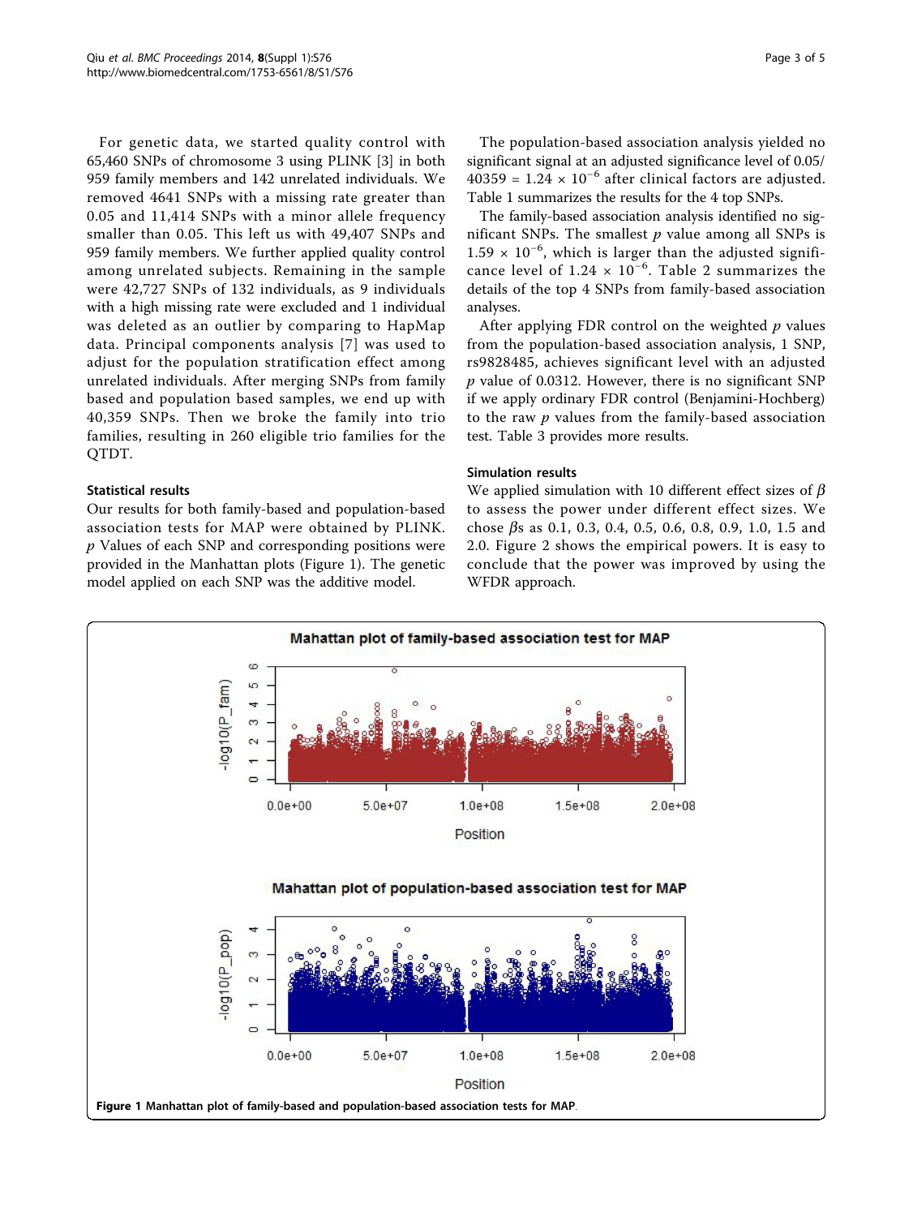For genetic data, we started quality control with 65,460 SNPs of chromosome 3 using PLINK [3] in both 959 family members and 142 unrelated individuals. We removed 4641 SNPs with a missing rate greater than 0.05 and 11,414 SNPs with a minor allele frequency smaller than 0.05. This left us with 49,407 SNPs and 959 family members. We further applied quality control among unrelated subjects. Remaining in the sample were 42,727 SNPs of 132 individuals, as 9 individuals with a high missing rate were excluded and 1 individual was deleted as an outlier by comparing to HapMap data. Principal components analysis [7] was used to adjust for the population stratification effect among unrelated individuals. After merging SNPs from family based and population based samples, we end up with 40,359 SNPs. Then we broke the family into trio families, resulting in 260 eligible trio families for the QTDT.

### Statistical results

Our results for both family-based and population-based association tests for MAP were obtained by PLINK. $p$ Values of each SNP and corresponding positions were provided in the Manhattan plots (Figure 1). The genetic model applied on each SNP was the additive model.

The population-based association analysis yielded no significant signal at an adjusted significance level of $0.05/40359 = 1.24 \times 10^{-6}$ after clinical factors are adjusted. Table 1 summarizes the results for the 4 top SNPs.

The family-based association analysis identified no significant SNPs. The smallest $p$ value among all SNPs is $1.59 \times 10^{-6}$, which is larger than the adjusted significance level of $1.24 \times 10^{-6}$. Table 2 summarizes the details of the top 4 SNPs from family-based association analyses.

After applying FDR control on the weighted $p$ values from the population-based association analysis, 1 SNP, rs9828485, achieves significant level with an adjusted $p$ value of 0.0312. However, there is no significant SNP if we apply ordinary FDR control (Benjamini-Hochberg) to the raw $p$ values from the family-based association test. Table 3 provides more results.

### Simulation results

We applied simulation with 10 different effect sizes of $\beta$ to assess the power under different effect sizes. We chose $\beta$s as 0.1, 0.3, 0.4, 0.5, 0.6, 0.8, 0.9, 1.0, 1.5 and 2.0. Figure 2 shows the empirical powers. It is easy to conclude that the power was improved by using the WFDR approach.

**Figure 1 Manhattan plot of family-based and population-based association tests for MAP.**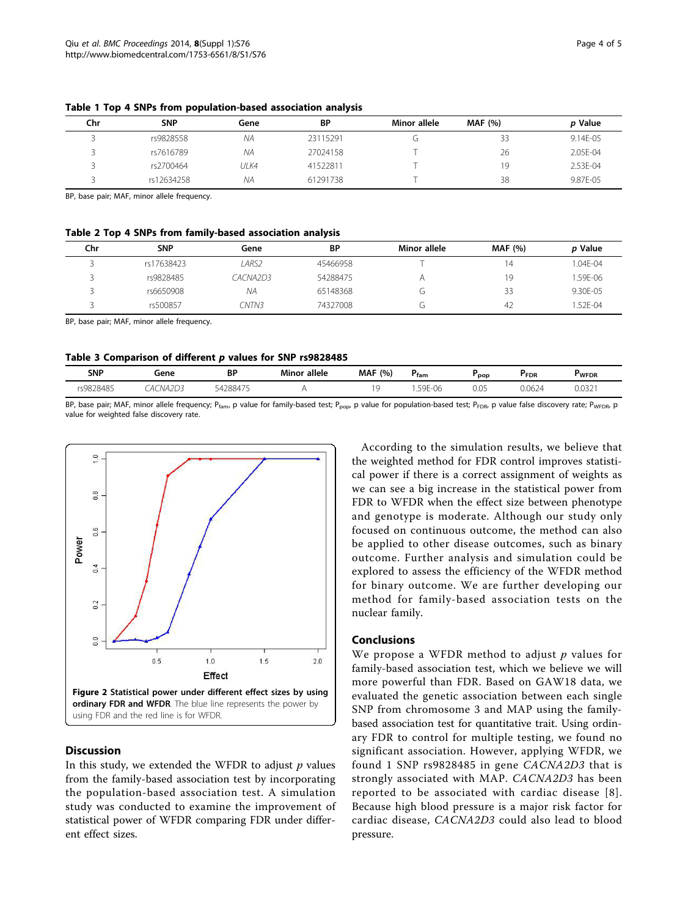**Table 1 Top 4 SNPs from population-based association analysis**

| Chr | SNP | Gene | BP | Minor allele | MAF (%) | *p* Value |
|---|---|---|---|---|---|---|
| 3 | rs9828558 | *NA* | 23115291 | G | 33 | 9.14E-05 |
| 3 | rs7616789 | *NA* | 27024158 | T | 26 | 2.05E-04 |
| 3 | rs2700464 | *ULK4* | 41522811 | T | 19 | 2.53E-04 |
| 3 | rs12634258 | *NA* | 61291738 | T | 38 | 9.87E-05 |

BP, base pair; MAF, minor allele frequency.

**Table 2 Top 4 SNPs from family-based association analysis**

| Chr | SNP | Gene | BP | Minor allele | MAF (%) | *p* Value |
|---|---|---|---|---|---|---|
| 3 | rs17638423 | *LARS2* | 45466958 | T | 14 | 1.04E-04 |
| 3 | rs9828485 | *CACNA2D3* | 54288475 | A | 19 | 1.59E-06 |
| 3 | rs6650908 | *NA* | 65148368 | G | 33 | 9.30E-05 |
| 3 | rs500857 | *CNTN3* | 74327008 | G | 42 | 1.52E-04 |

BP, base pair; MAF, minor allele frequency.

**Table 3 Comparison of different *p* values for SNP rs9828485**

| SNP | Gene | BP | Minor allele | MAF (%) | $P_{fam}$ | $P_{pop}$ | $P_{FDR}$ | $P_{WFDR}$ |
|---|---|---|---|---|---|---|---|---|
| rs9828485 | *CACNA2D3* | 54288475 | A | 19 | 1.59E-06 | 0.05 | 0.0624 | 0.0321 |

BP, base pair; MAF, minor allele frequency; $P_{fam}$, p value for family-based test; $P_{pop}$, p value for population-based test; $P_{FDR}$, p value false discovery rate; $P_{WFDR}$, p value for weighted false discovery rate.

**Figure 2 Statistical power under different effect sizes by using ordinary FDR and WFDR**. The blue line represents the power by using FDR and the red line is for WFDR.

## Discussion

In this study, we extended the WFDR to adjust *p* values from the family-based association test by incorporating the population-based association test. A simulation study was conducted to examine the improvement of statistical power of WFDR comparing FDR under different effect sizes.

According to the simulation results, we believe that the weighted method for FDR control improves statistical power if there is a correct assignment of weights as we can see a big increase in the statistical power from FDR to WFDR when the effect size between phenotype and genotype is moderate. Although our study only focused on continuous outcome, the method can also be applied to other disease outcomes, such as binary outcome. Further analysis and simulation could be explored to assess the efficiency of the WFDR method for binary outcome. We are further developing our method for family-based association tests on the nuclear family.

## Conclusions

We propose a WFDR method to adjust *p* values for family-based association test, which we believe we will more powerful than FDR. Based on GAW18 data, we evaluated the genetic association between each single SNP from chromosome 3 and MAP using the family-based association test for quantitative trait. Using ordinary FDR to control for multiple testing, we found no significant association. However, applying WFDR, we found 1 SNP rs9828485 in gene *CACNA2D3* that is strongly associated with MAP. *CACNA2D3* has been reported to be associated with cardiac disease [8]. Because high blood pressure is a major risk factor for cardiac disease, *CACNA2D3* could also lead to blood pressure.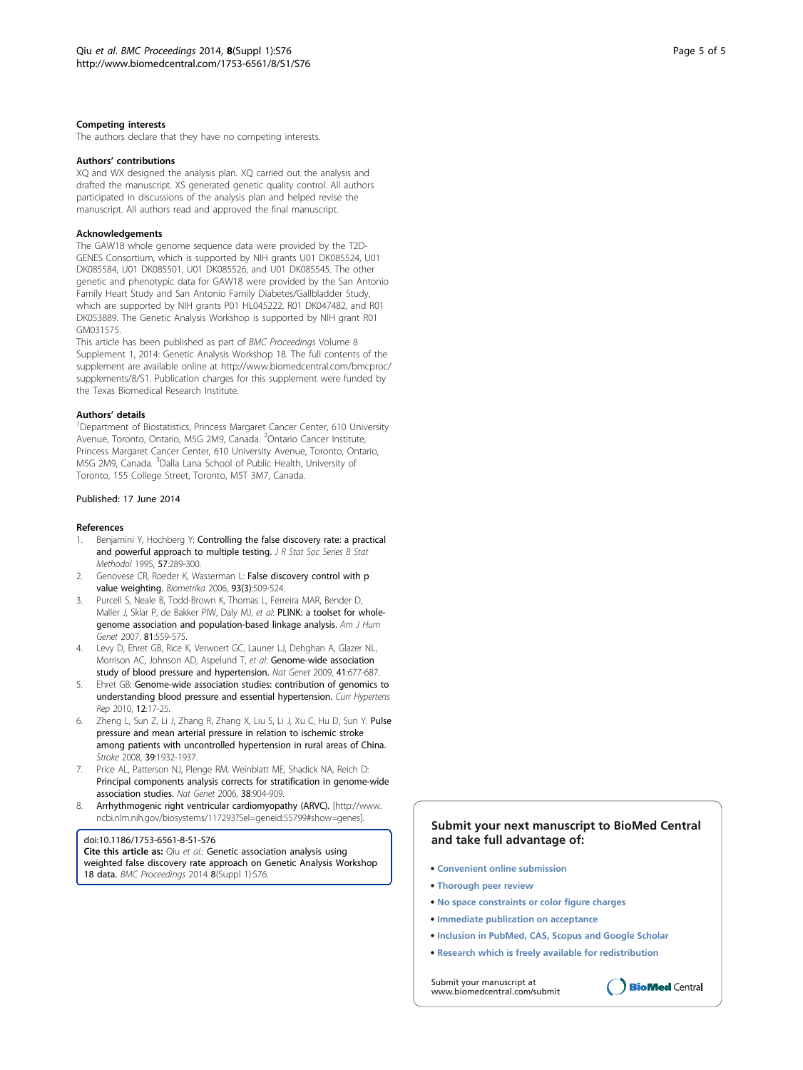### Competing interests

The authors declare that they have no competing interests.

### Authors' contributions

XQ and WX designed the analysis plan. XQ carried out the analysis and drafted the manuscript. XS generated genetic quality control. All authors participated in discussions of the analysis plan and helped revise the manuscript. All authors read and approved the final manuscript.

### Acknowledgements

The GAW18 whole genome sequence data were provided by the T2D-GENES Consortium, which is supported by NIH grants U01 DK085524, U01 DK085584, U01 DK085501, U01 DK085526, and U01 DK085545. The other genetic and phenotypic data for GAW18 were provided by the San Antonio Family Heart Study and San Antonio Family Diabetes/Gallbladder Study, which are supported by NIH grants P01 HL045222, R01 DK047482, and R01 DK053889. The Genetic Analysis Workshop is supported by NIH grant R01 GM031575.

This article has been published as part of *BMC Proceedings* Volume 8 Supplement 1, 2014: Genetic Analysis Workshop 18. The full contents of the supplement are available online at http://www.biomedcentral.com/bmcproc/supplements/8/S1. Publication charges for this supplement were funded by the Texas Biomedical Research Institute.

### Authors' details

[1]Department of Biostatistics, Princess Margaret Cancer Center, 610 University Avenue, Toronto, Ontario, M5G 2M9, Canada. [2]Ontario Cancer Institute, Princess Margaret Cancer Center, 610 University Avenue, Toronto, Ontario, M5G 2M9, Canada. [3]Dalla Lana School of Public Health, University of Toronto, 155 College Street, Toronto, M5T 3M7, Canada.

Published: 17 June 2014

### References

1. Benjamini Y, Hochberg Y: **Controlling the false discovery rate: a practical and powerful approach to multiple testing.** *J R Stat Soc Series B Stat Methodol* 1995, **57**:289-300.
2. Genovese CR, Roeder K, Wasserman L: **False discovery control with p value weighting.** *Biometrika* 2006, **93(3)**:509-524.
3. Purcell S, Neale B, Todd-Brown K, Thomas L, Ferreira MAR, Bender D, Maller J, Sklar P, de Bakker PIW, Daly MJ, *et al*: **PLINK: a toolset for whole-genome association and population-based linkage analysis.** *Am J Hum Genet* 2007, **81**:559-575.
4. Levy D, Ehret GB, Rice K, Verwoert GC, Launer LJ, Dehghan A, Glazer NL, Morrison AC, Johnson AD, Aspelund T, *et al*: **Genome-wide association study of blood pressure and hypertension.** *Nat Genet* 2009, **41**:677-687.
5. Ehret GB: **Genome-wide association studies: contribution of genomics to understanding blood pressure and essential hypertension.** *Curr Hypertens Rep* 2010, **12**:17-25.
6. Zheng L, Sun Z, Li J, Zhang R, Zhang X, Liu S, Li J, Xu C, Hu D, Sun Y: **Pulse pressure and mean arterial pressure in relation to ischemic stroke among patients with uncontrolled hypertension in rural areas of China.** *Stroke* 2008, **39**:1932-1937.
7. Price AL, Patterson NJ, Plenge RM, Weinblatt ME, Shadick NA, Reich D: **Principal components analysis corrects for stratification in genome-wide association studies.** *Nat Genet* 2006, **38**:904-909.
8. **Arrhythmogenic right ventricular cardiomyopathy (ARVC).** [http://www.ncbi.nlm.nih.gov/biosystems/117293?Sel=geneid:55799#show=genes].

doi:10.1186/1753-6561-8-S1-S76

**Cite this article as:** Qiu *et al.*: Genetic association analysis using weighted false discovery rate approach on Genetic Analysis Workshop 18 data. *BMC Proceedings* 2014 **8**(Suppl 1):S76.

**Submit your next manuscript to BioMed Central and take full advantage of:**

- Convenient online submission
- Thorough peer review
- No space constraints or color figure charges
- Immediate publication on acceptance
- Inclusion in PubMed, CAS, Scopus and Google Scholar
- Research which is freely available for redistribution

Submit your manuscript at www.biomedcentral.com/submit

BioMed Central